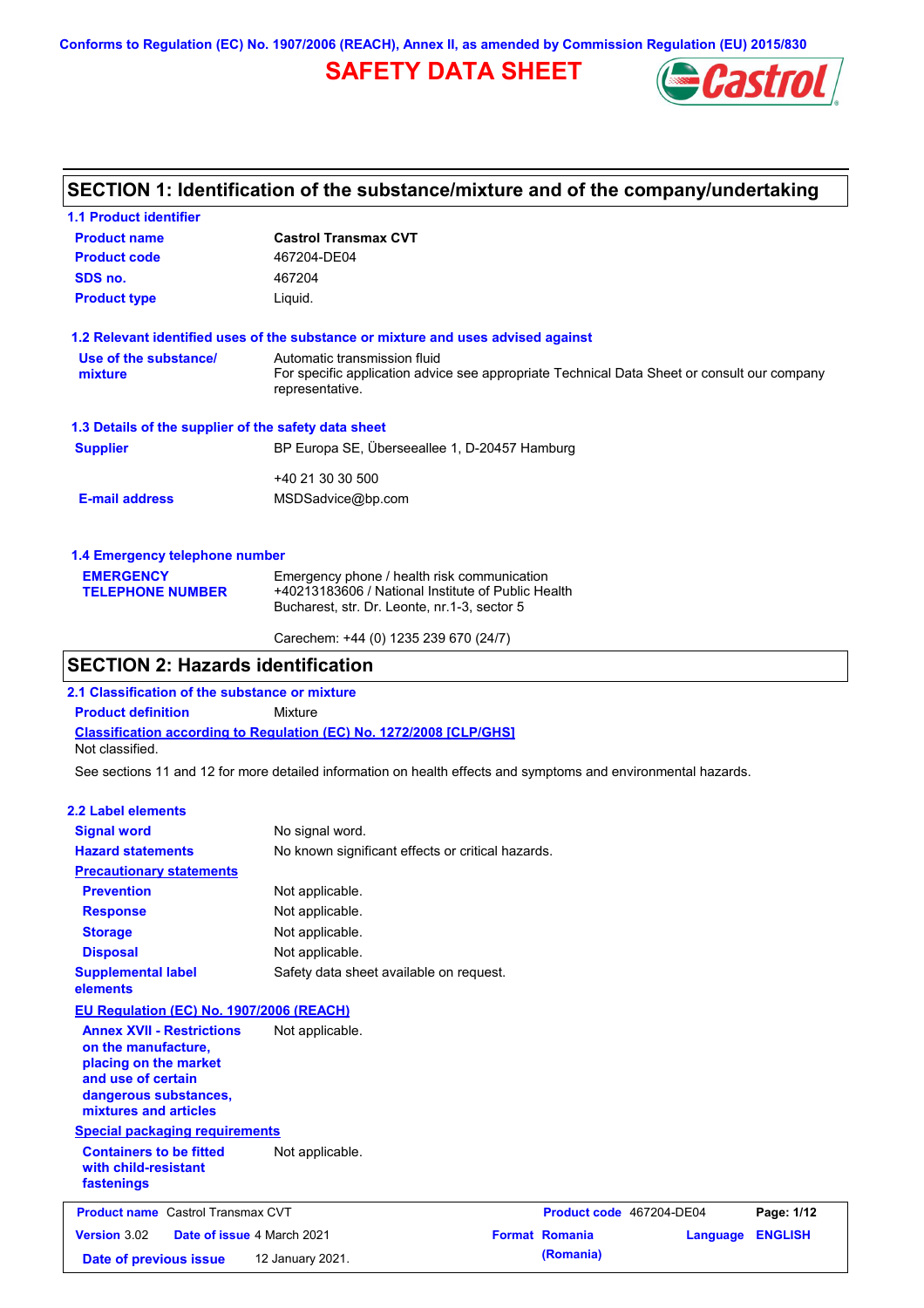Conforms to Regulation (EC) No. 1907/2006 (REACH), Annex II, as amended by Commission Regulation (EU) 2015/830

# SAFETY DATA SHEET

## SECTION 1: Identification of the substance/mixture and of the company/undertaking

### 1.1 Product identifier

| | |
|---|---|
| **Product name** | **Castrol Transmax CVT** |
| **Product code** | 467204-DE04 |
| **SDS no.** | 467204 |
| **Product type** | Liquid. |

### 1.2 Relevant identified uses of the substance or mixture and uses advised against

| | |
|---|---|
| **Use of the substance/ mixture** | Automatic transmission fluid<br>For specific application advice see appropriate Technical Data Sheet or consult our company representative. |

### 1.3 Details of the supplier of the safety data sheet

| | |
|---|---|
| **Supplier** | BP Europa SE, Überseeallee 1, D-20457 Hamburg<br><br>+40 21 30 30 500 |
| **E-mail address** | MSDSadvice@bp.com |

### 1.4 Emergency telephone number

| | |
|---|---|
| **EMERGENCY TELEPHONE NUMBER** | Emergency phone / health risk communication<br>+40213183606 / National Institute of Public Health<br>Bucharest, str. Dr. Leonte, nr.1-3, sector 5<br><br>Carechem: +44 (0) 1235 239 670 (24/7) |

## SECTION 2: Hazards identification

### 2.1 Classification of the substance or mixture

**Product definition** Mixture

**Classification according to Regulation (EC) No. 1272/2008 [CLP/GHS]**

Not classified.

See sections 11 and 12 for more detailed information on health effects and symptoms and environmental hazards.

### 2.2 Label elements

| | |
|---|---|
| **Signal word** | No signal word. |
| **Hazard statements** | No known significant effects or critical hazards. |
| **Precautionary statements** | |
| **Prevention** | Not applicable. |
| **Response** | Not applicable. |
| **Storage** | Not applicable. |
| **Disposal** | Not applicable. |
| **Supplemental label elements** | Safety data sheet available on request. |
| **EU Regulation (EC) No. 1907/2006 (REACH)** | |
| **Annex XVII - Restrictions on the manufacture, placing on the market and use of certain dangerous substances, mixtures and articles** | Not applicable. |
| **Special packaging requirements** | |
| **Containers to be fitted with child-resistant fastenings** | Not applicable. |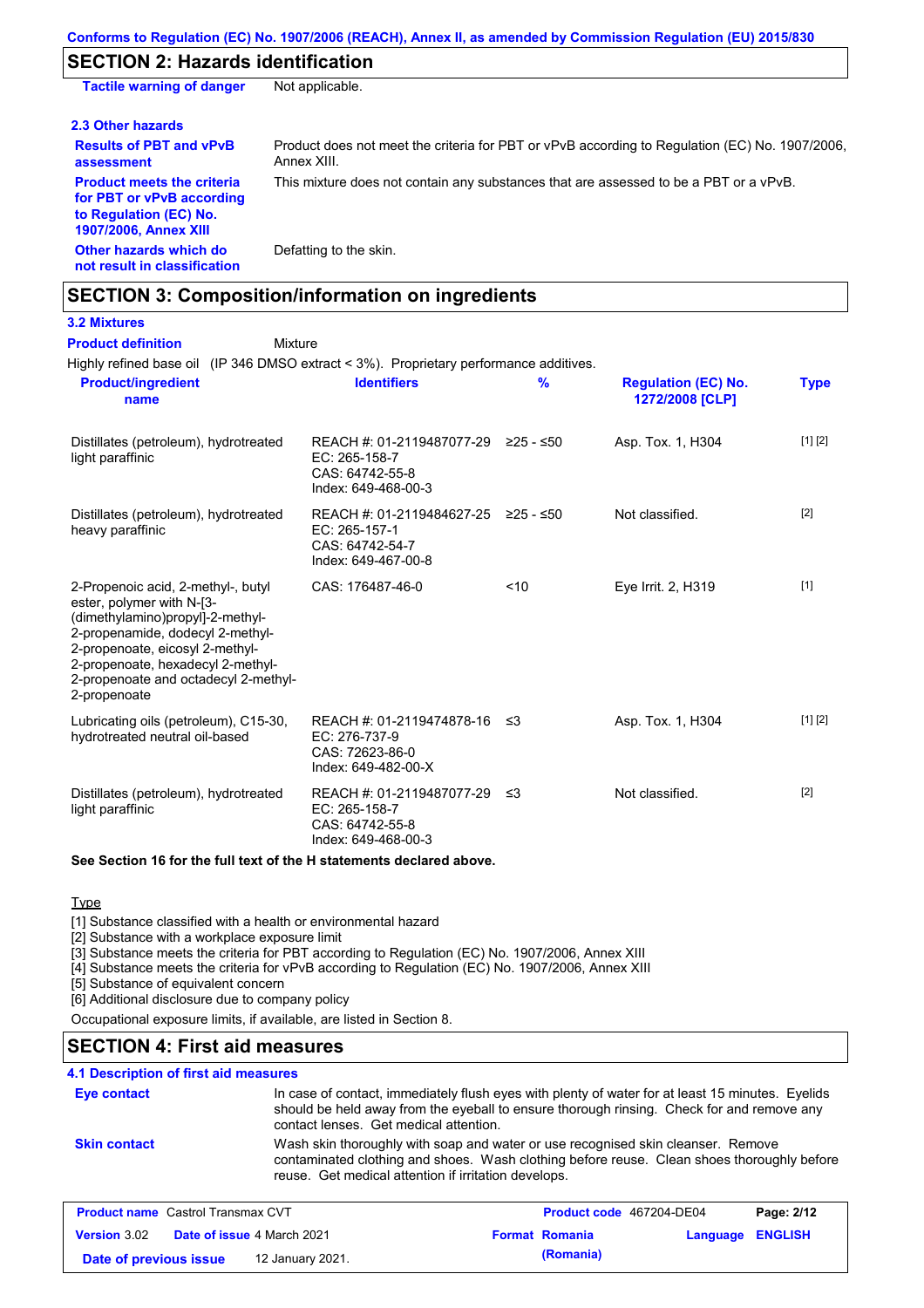## SECTION 2: Hazards identification

**Tactile warning of danger** Not applicable.

### 2.3 Other hazards

**Results of PBT and vPvB assessment** Product does not meet the criteria for PBT or vPvB according to Regulation (EC) No. 1907/2006, Annex XIII.

**Product meets the criteria for PBT or vPvB according to Regulation (EC) No. 1907/2006, Annex XIII** This mixture does not contain any substances that are assessed to be a PBT or a vPvB.

**Other hazards which do not result in classification** Defatting to the skin.

## SECTION 3: Composition/information on ingredients

### 3.2 Mixtures

**Product definition** Mixture

Highly refined base oil (IP 346 DMSO extract < 3%). Proprietary performance additives.

| Product/ingredient name | Identifiers | % | Regulation (EC) No. 1272/2008 [CLP] | Type |
|---|---|---|---|---|
| Distillates (petroleum), hydrotreated light paraffinic | REACH #: 01-2119487077-29<br>EC: 265-158-7<br>CAS: 64742-55-8<br>Index: 649-468-00-3 | ≥25 - ≤50 | Asp. Tox. 1, H304 | [1] [2] |
| Distillates (petroleum), hydrotreated heavy paraffinic | REACH #: 01-2119484627-25<br>EC: 265-157-1<br>CAS: 64742-54-7<br>Index: 649-467-00-8 | ≥25 - ≤50 | Not classified. | [2] |
| 2-Propenoic acid, 2-methyl-, butyl ester, polymer with N-[3-(dimethylamino)propyl]-2-methyl-2-propenamide, dodecyl 2-methyl-2-propenoate, eicosyl 2-methyl-2-propenoate, hexadecyl 2-methyl-2-propenoate and octadecyl 2-methyl-2-propenoate | CAS: 176487-46-0 | <10 | Eye Irrit. 2, H319 | [1] |
| Lubricating oils (petroleum), C15-30, hydrotreated neutral oil-based | REACH #: 01-2119474878-16<br>EC: 276-737-9<br>CAS: 72623-86-0<br>Index: 649-482-00-X | ≤3 | Asp. Tox. 1, H304 | [1] [2] |
| Distillates (petroleum), hydrotreated light paraffinic | REACH #: 01-2119487077-29<br>EC: 265-158-7<br>CAS: 64742-55-8<br>Index: 649-468-00-3 | ≤3 | Not classified. | [2] |

**See Section 16 for the full text of the H statements declared above.**

Type

[1] Substance classified with a health or environmental hazard
[2] Substance with a workplace exposure limit
[3] Substance meets the criteria for PBT according to Regulation (EC) No. 1907/2006, Annex XIII
[4] Substance meets the criteria for vPvB according to Regulation (EC) No. 1907/2006, Annex XIII
[5] Substance of equivalent concern
[6] Additional disclosure due to company policy

Occupational exposure limits, if available, are listed in Section 8.

## SECTION 4: First aid measures

### 4.1 Description of first aid measures

**Eye contact** In case of contact, immediately flush eyes with plenty of water for at least 15 minutes. Eyelids should be held away from the eyeball to ensure thorough rinsing. Check for and remove any contact lenses. Get medical attention.

**Skin contact** Wash skin thoroughly with soap and water or use recognised skin cleanser. Remove contaminated clothing and shoes. Wash clothing before reuse. Clean shoes thoroughly before reuse. Get medical attention if irritation develops.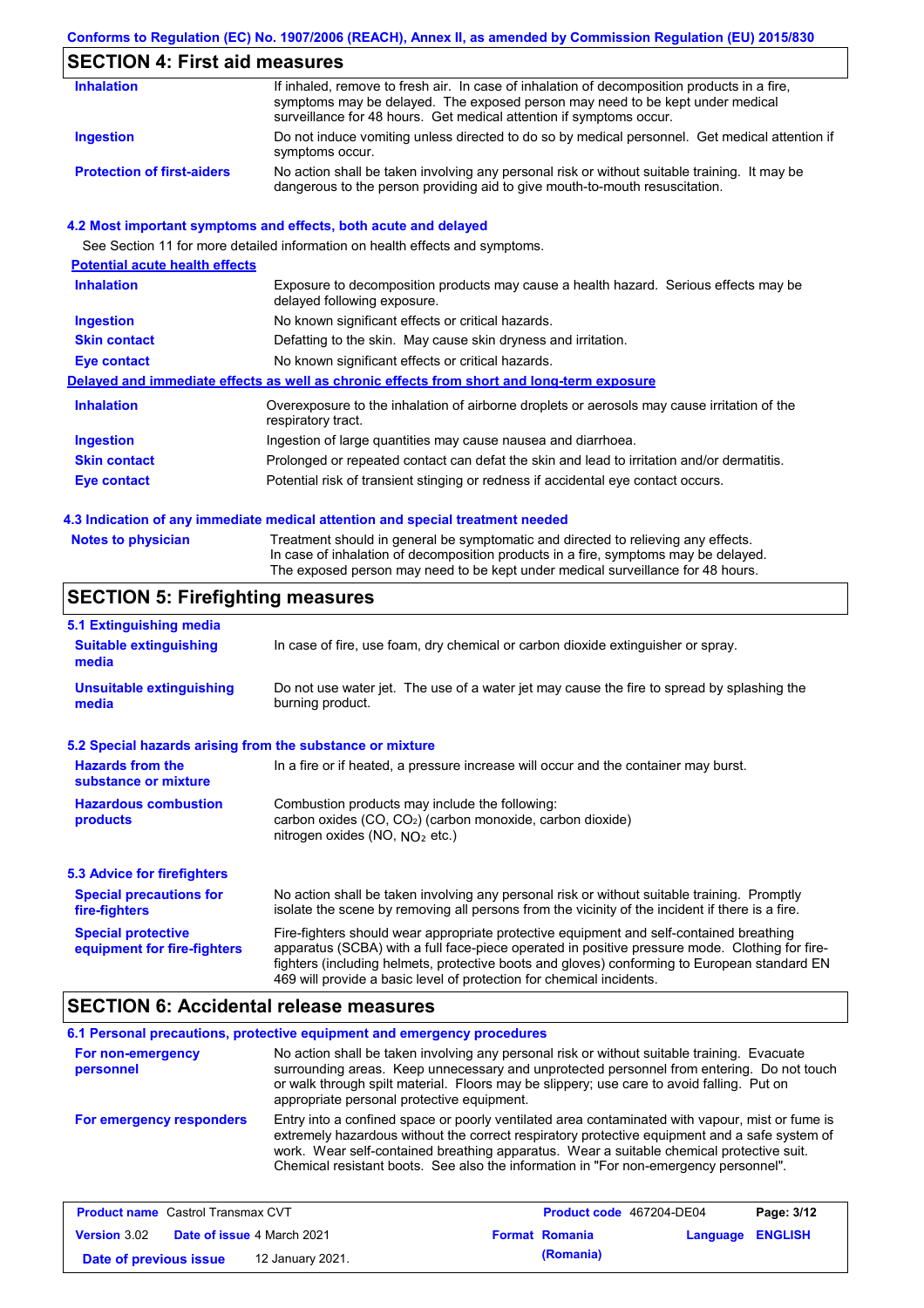## SECTION 4: First aid measures

| | |
|---|---|
| **Inhalation** | If inhaled, remove to fresh air. In case of inhalation of decomposition products in a fire, symptoms may be delayed. The exposed person may need to be kept under medical surveillance for 48 hours. Get medical attention if symptoms occur. |
| **Ingestion** | Do not induce vomiting unless directed to do so by medical personnel. Get medical attention if symptoms occur. |
| **Protection of first-aiders** | No action shall be taken involving any personal risk or without suitable training. It may be dangerous to the person providing aid to give mouth-to-mouth resuscitation. |

### 4.2 Most important symptoms and effects, both acute and delayed

See Section 11 for more detailed information on health effects and symptoms.

**Potential acute health effects**

| | |
|---|---|
| **Inhalation** | Exposure to decomposition products may cause a health hazard. Serious effects may be delayed following exposure. |
| **Ingestion** | No known significant effects or critical hazards. |
| **Skin contact** | Defatting to the skin. May cause skin dryness and irritation. |
| **Eye contact** | No known significant effects or critical hazards. |

**Delayed and immediate effects as well as chronic effects from short and long-term exposure**

| | |
|---|---|
| **Inhalation** | Overexposure to the inhalation of airborne droplets or aerosols may cause irritation of the respiratory tract. |
| **Ingestion** | Ingestion of large quantities may cause nausea and diarrhoea. |
| **Skin contact** | Prolonged or repeated contact can defat the skin and lead to irritation and/or dermatitis. |
| **Eye contact** | Potential risk of transient stinging or redness if accidental eye contact occurs. |

### 4.3 Indication of any immediate medical attention and special treatment needed

| | |
|---|---|
| **Notes to physician** | Treatment should in general be symptomatic and directed to relieving any effects. In case of inhalation of decomposition products in a fire, symptoms may be delayed. The exposed person may need to be kept under medical surveillance for 48 hours. |

## SECTION 5: Firefighting measures

### 5.1 Extinguishing media

| | |
|---|---|
| **Suitable extinguishing media** | In case of fire, use foam, dry chemical or carbon dioxide extinguisher or spray. |
| **Unsuitable extinguishing media** | Do not use water jet. The use of a water jet may cause the fire to spread by splashing the burning product. |

### 5.2 Special hazards arising from the substance or mixture

| | |
|---|---|
| **Hazards from the substance or mixture** | In a fire or if heated, a pressure increase will occur and the container may burst. |
| **Hazardous combustion products** | Combustion products may include the following: carbon oxides (CO, $CO_2$) (carbon monoxide, carbon dioxide) nitrogen oxides (NO, $NO_2$ etc.) |

### 5.3 Advice for firefighters

| | |
|---|---|
| **Special precautions for fire-fighters** | No action shall be taken involving any personal risk or without suitable training. Promptly isolate the scene by removing all persons from the vicinity of the incident if there is a fire. |
| **Special protective equipment for fire-fighters** | Fire-fighters should wear appropriate protective equipment and self-contained breathing apparatus (SCBA) with a full face-piece operated in positive pressure mode. Clothing for fire-fighters (including helmets, protective boots and gloves) conforming to European standard EN 469 will provide a basic level of protection for chemical incidents. |

## SECTION 6: Accidental release measures

### 6.1 Personal precautions, protective equipment and emergency procedures

| | |
|---|---|
| **For non-emergency personnel** | No action shall be taken involving any personal risk or without suitable training. Evacuate surrounding areas. Keep unnecessary and unprotected personnel from entering. Do not touch or walk through spilt material. Floors may be slippery; use care to avoid falling. Put on appropriate personal protective equipment. |
| **For emergency responders** | Entry into a confined space or poorly ventilated area contaminated with vapour, mist or fume is extremely hazardous without the correct respiratory protective equipment and a safe system of work. Wear self-contained breathing apparatus. Wear a suitable chemical protective suit. Chemical resistant boots. See also the information in "For non-emergency personnel". |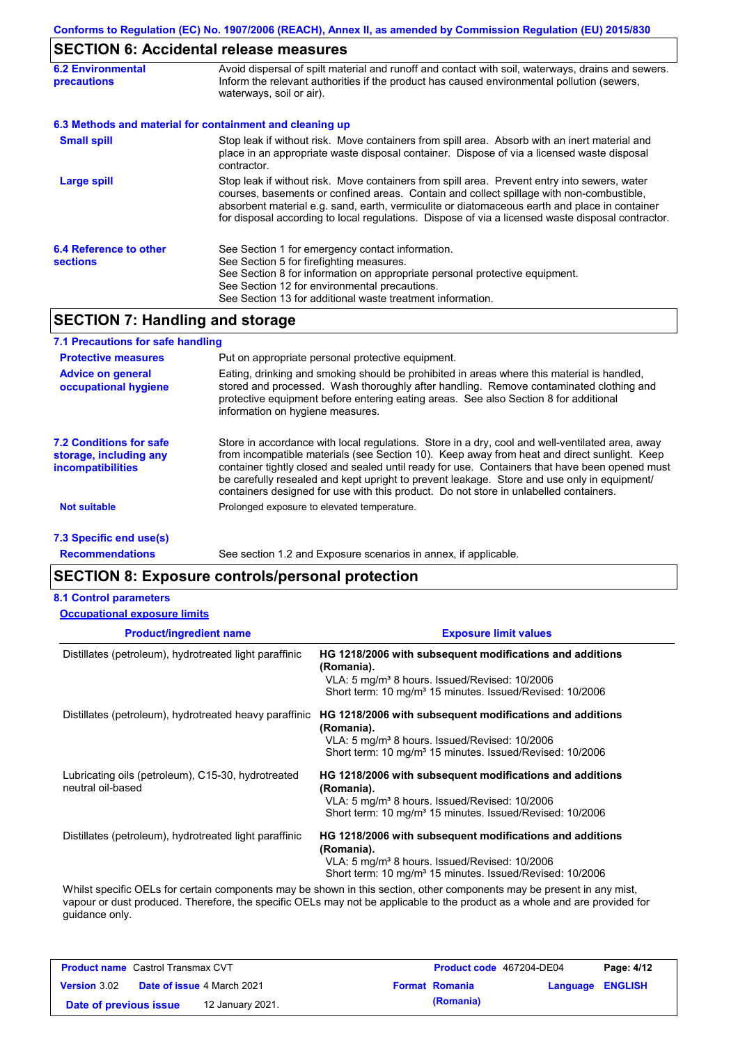## SECTION 6: Accidental release measures

**6.2 Environmental precautions**

Avoid dispersal of spilt material and runoff and contact with soil, waterways, drains and sewers. Inform the relevant authorities if the product has caused environmental pollution (sewers, waterways, soil or air).

### 6.3 Methods and material for containment and cleaning up

**Small spill**

Stop leak if without risk. Move containers from spill area. Absorb with an inert material and place in an appropriate waste disposal container. Dispose of via a licensed waste disposal contractor.

**Large spill**

Stop leak if without risk. Move containers from spill area. Prevent entry into sewers, water courses, basements or confined areas. Contain and collect spillage with non-combustible, absorbent material e.g. sand, earth, vermiculite or diatomaceous earth and place in container for disposal according to local regulations. Dispose of via a licensed waste disposal contractor.

**6.4 Reference to other sections**

See Section 1 for emergency contact information.
See Section 5 for firefighting measures.
See Section 8 for information on appropriate personal protective equipment.
See Section 12 for environmental precautions.
See Section 13 for additional waste treatment information.

## SECTION 7: Handling and storage

### 7.1 Precautions for safe handling

**Protective measures**

Put on appropriate personal protective equipment.

**Advice on general occupational hygiene**

Eating, drinking and smoking should be prohibited in areas where this material is handled, stored and processed. Wash thoroughly after handling. Remove contaminated clothing and protective equipment before entering eating areas. See also Section 8 for additional information on hygiene measures.

**7.2 Conditions for safe storage, including any incompatibilities**

Store in accordance with local regulations. Store in a dry, cool and well-ventilated area, away from incompatible materials (see Section 10). Keep away from heat and direct sunlight. Keep container tightly closed and sealed until ready for use. Containers that have been opened must be carefully resealed and kept upright to prevent leakage. Store and use only in equipment/ containers designed for use with this product. Do not store in unlabelled containers.

**Not suitable**

Prolonged exposure to elevated temperature.

### 7.3 Specific end use(s)

**Recommendations**

See section 1.2 and Exposure scenarios in annex, if applicable.

## SECTION 8: Exposure controls/personal protection

### 8.1 Control parameters

**Occupational exposure limits**

| Product/ingredient name | Exposure limit values |
|---|---|
| Distillates (petroleum), hydrotreated light paraffinic | **HG 1218/2006 with subsequent modifications and additions (Romania).** VLA: 5 mg/m³ 8 hours. Issued/Revised: 10/2006 Short term: 10 mg/m³ 15 minutes. Issued/Revised: 10/2006 |
| Distillates (petroleum), hydrotreated heavy paraffinic | **HG 1218/2006 with subsequent modifications and additions (Romania).** VLA: 5 mg/m³ 8 hours. Issued/Revised: 10/2006 Short term: 10 mg/m³ 15 minutes. Issued/Revised: 10/2006 |
| Lubricating oils (petroleum), C15-30, hydrotreated neutral oil-based | **HG 1218/2006 with subsequent modifications and additions (Romania).** VLA: 5 mg/m³ 8 hours. Issued/Revised: 10/2006 Short term: 10 mg/m³ 15 minutes. Issued/Revised: 10/2006 |
| Distillates (petroleum), hydrotreated light paraffinic | **HG 1218/2006 with subsequent modifications and additions (Romania).** VLA: 5 mg/m³ 8 hours. Issued/Revised: 10/2006 Short term: 10 mg/m³ 15 minutes. Issued/Revised: 10/2006 |

Whilst specific OELs for certain components may be shown in this section, other components may be present in any mist, vapour or dust produced. Therefore, the specific OELs may not be applicable to the product as a whole and are provided for guidance only.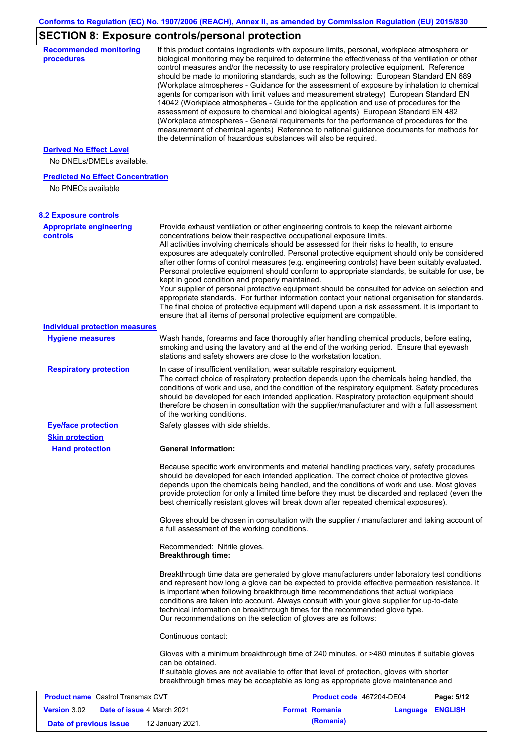## SECTION 8: Exposure controls/personal protection

**Recommended monitoring procedures**

If this product contains ingredients with exposure limits, personal, workplace atmosphere or biological monitoring may be required to determine the effectiveness of the ventilation or other control measures and/or the necessity to use respiratory protective equipment. Reference should be made to monitoring standards, such as the following: European Standard EN 689 (Workplace atmospheres - Guidance for the assessment of exposure by inhalation to chemical agents for comparison with limit values and measurement strategy) European Standard EN 14042 (Workplace atmospheres - Guide for the application and use of procedures for the assessment of exposure to chemical and biological agents) European Standard EN 482 (Workplace atmospheres - General requirements for the performance of procedures for the measurement of chemical agents) Reference to national guidance documents for methods for the determination of hazardous substances will also be required.

**Derived No Effect Level**

No DNELs/DMELs available.

**Predicted No Effect Concentration**

No PNECs available

### 8.2 Exposure controls

**Appropriate engineering controls**

Provide exhaust ventilation or other engineering controls to keep the relevant airborne concentrations below their respective occupational exposure limits.
All activities involving chemicals should be assessed for their risks to health, to ensure exposures are adequately controlled. Personal protective equipment should only be considered after other forms of control measures (e.g. engineering controls) have been suitably evaluated. Personal protective equipment should conform to appropriate standards, be suitable for use, be kept in good condition and properly maintained.
Your supplier of personal protective equipment should be consulted for advice on selection and appropriate standards. For further information contact your national organisation for standards. The final choice of protective equipment will depend upon a risk assessment. It is important to ensure that all items of personal protective equipment are compatible.

**Individual protection measures**

**Hygiene measures**

Wash hands, forearms and face thoroughly after handling chemical products, before eating, smoking and using the lavatory and at the end of the working period. Ensure that eyewash stations and safety showers are close to the workstation location.

**Respiratory protection**

In case of insufficient ventilation, wear suitable respiratory equipment.
The correct choice of respiratory protection depends upon the chemicals being handled, the conditions of work and use, and the condition of the respiratory equipment. Safety procedures should be developed for each intended application. Respiratory protection equipment should therefore be chosen in consultation with the supplier/manufacturer and with a full assessment of the working conditions.

**Eye/face protection**

Safety glasses with side shields.

**Skin protection**

**Hand protection**

**General Information:**

Because specific work environments and material handling practices vary, safety procedures should be developed for each intended application. The correct choice of protective gloves depends upon the chemicals being handled, and the conditions of work and use. Most gloves provide protection for only a limited time before they must be discarded and replaced (even the best chemically resistant gloves will break down after repeated chemical exposures).

Gloves should be chosen in consultation with the supplier / manufacturer and taking account of a full assessment of the working conditions.

Recommended: Nitrile gloves.
**Breakthrough time:**

Breakthrough time data are generated by glove manufacturers under laboratory test conditions and represent how long a glove can be expected to provide effective permeation resistance. It is important when following breakthrough time recommendations that actual workplace conditions are taken into account. Always consult with your glove supplier for up-to-date technical information on breakthrough times for the recommended glove type.
Our recommendations on the selection of gloves are as follows:

Continuous contact:

Gloves with a minimum breakthrough time of 240 minutes, or >480 minutes if suitable gloves can be obtained.
If suitable gloves are not available to offer that level of protection, gloves with shorter breakthrough times may be acceptable as long as appropriate glove maintenance and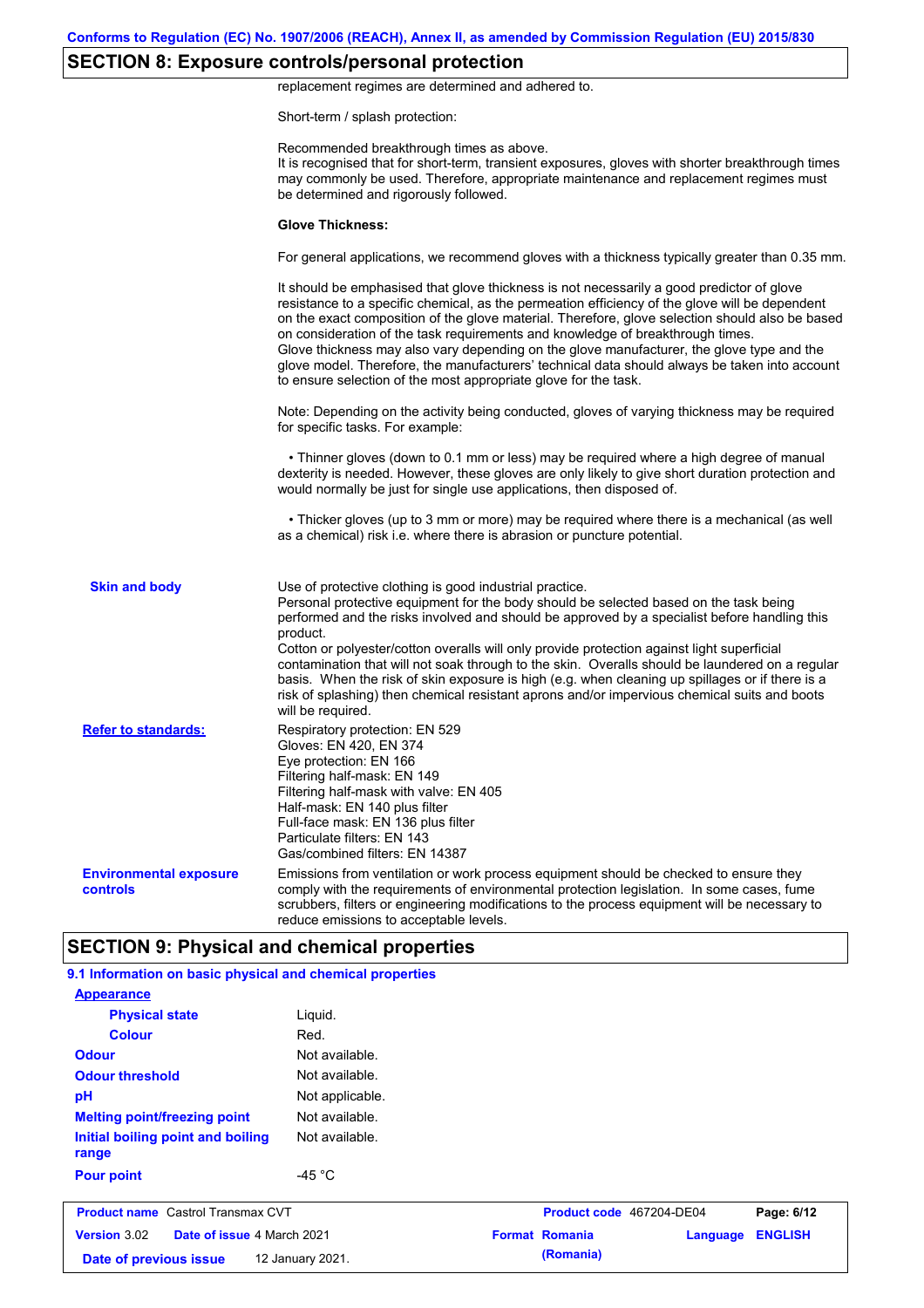## SECTION 8: Exposure controls/personal protection

replacement regimes are determined and adhered to.

Short-term / splash protection:

Recommended breakthrough times as above.
It is recognised that for short-term, transient exposures, gloves with shorter breakthrough times may commonly be used. Therefore, appropriate maintenance and replacement regimes must be determined and rigorously followed.

**Glove Thickness:**

For general applications, we recommend gloves with a thickness typically greater than 0.35 mm.

It should be emphasised that glove thickness is not necessarily a good predictor of glove resistance to a specific chemical, as the permeation efficiency of the glove will be dependent on the exact composition of the glove material. Therefore, glove selection should also be based on consideration of the task requirements and knowledge of breakthrough times.
Glove thickness may also vary depending on the glove manufacturer, the glove type and the glove model. Therefore, the manufacturers' technical data should always be taken into account to ensure selection of the most appropriate glove for the task.

Note: Depending on the activity being conducted, gloves of varying thickness may be required for specific tasks. For example:

- Thinner gloves (down to 0.1 mm or less) may be required where a high degree of manual dexterity is needed. However, these gloves are only likely to give short duration protection and would normally be just for single use applications, then disposed of.

- Thicker gloves (up to 3 mm or more) may be required where there is a mechanical (as well as a chemical) risk i.e. where there is abrasion or puncture potential.

**Skin and body**

Use of protective clothing is good industrial practice.
Personal protective equipment for the body should be selected based on the task being performed and the risks involved and should be approved by a specialist before handling this product.
Cotton or polyester/cotton overalls will only provide protection against light superficial contamination that will not soak through to the skin. Overalls should be laundered on a regular basis. When the risk of skin exposure is high (e.g. when cleaning up spillages or if there is a risk of splashing) then chemical resistant aprons and/or impervious chemical suits and boots will be required.

**Refer to standards:**

Respiratory protection: EN 529
Gloves: EN 420, EN 374
Eye protection: EN 166
Filtering half-mask: EN 149
Filtering half-mask with valve: EN 405
Half-mask: EN 140 plus filter
Full-face mask: EN 136 plus filter
Particulate filters: EN 143
Gas/combined filters: EN 14387

**Environmental exposure controls**

Emissions from ventilation or work process equipment should be checked to ensure they comply with the requirements of environmental protection legislation. In some cases, fume scrubbers, filters or engineering modifications to the process equipment will be necessary to reduce emissions to acceptable levels.

## SECTION 9: Physical and chemical properties

### 9.1 Information on basic physical and chemical properties

**Appearance**

| | |
|---|---|
| **Physical state** | Liquid. |
| **Colour** | Red. |
| **Odour** | Not available. |
| **Odour threshold** | Not available. |
| **pH** | Not applicable. |
| **Melting point/freezing point** | Not available. |
| **Initial boiling point and boiling range** | Not available. |
| **Pour point** | -45 °C |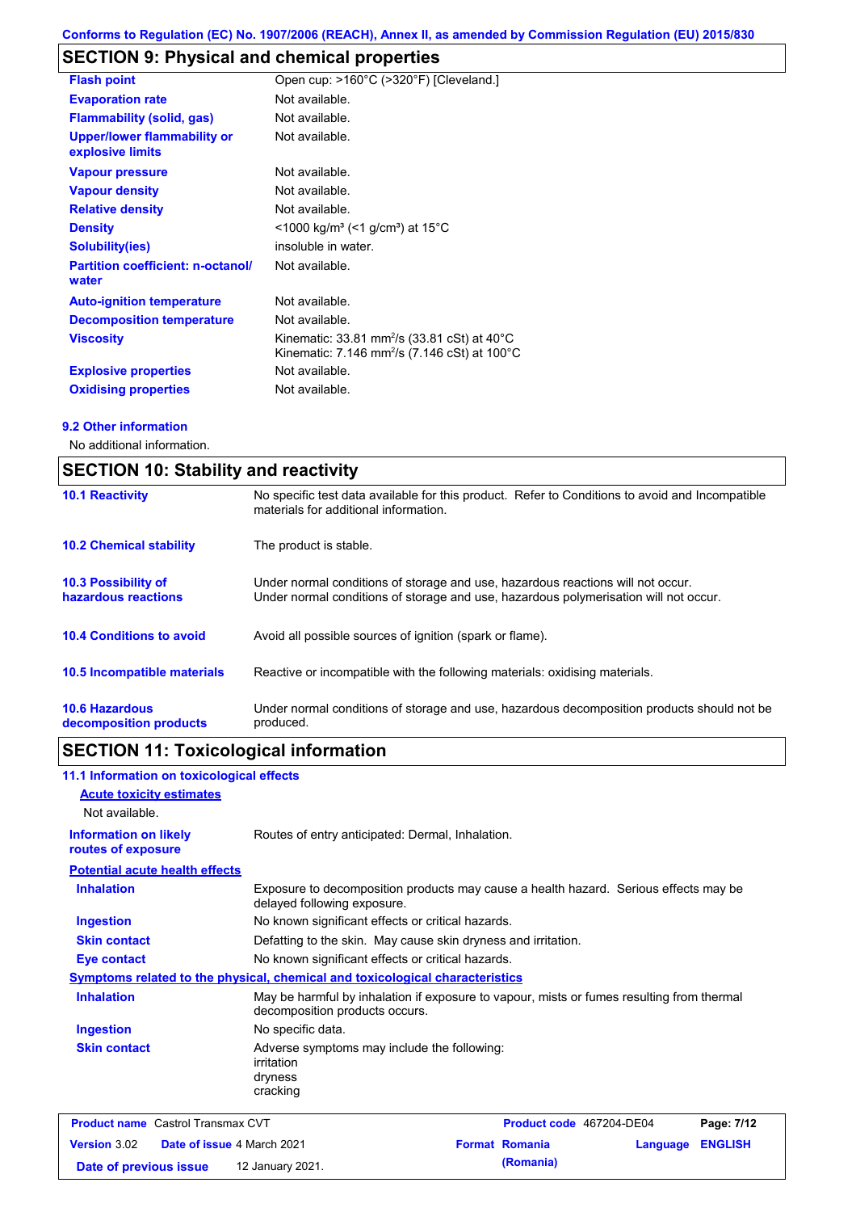Conforms to Regulation (EC) No. 1907/2006 (REACH), Annex II, as amended by Commission Regulation (EU) 2015/830

## SECTION 9: Physical and chemical properties

| | |
|---|---|
| **Flash point** | Open cup: >160°C (>320°F) [Cleveland.] |
| **Evaporation rate** | Not available. |
| **Flammability (solid, gas)** | Not available. |
| **Upper/lower flammability or explosive limits** | Not available. |
| **Vapour pressure** | Not available. |
| **Vapour density** | Not available. |
| **Relative density** | Not available. |
| **Density** | <1000 kg/m³ (<1 g/cm³) at 15°C |
| **Solubility(ies)** | insoluble in water. |
| **Partition coefficient: n-octanol/ water** | Not available. |
| **Auto-ignition temperature** | Not available. |
| **Decomposition temperature** | Not available. |
| **Viscosity** | Kinematic: 33.81 mm²/s (33.81 cSt) at 40°C<br>Kinematic: 7.146 mm²/s (7.146 cSt) at 100°C |
| **Explosive properties** | Not available. |
| **Oxidising properties** | Not available. |

### 9.2 Other information

No additional information.

## SECTION 10: Stability and reactivity

| | |
|---|---|
| **10.1 Reactivity** | No specific test data available for this product. Refer to Conditions to avoid and Incompatible materials for additional information. |
| **10.2 Chemical stability** | The product is stable. |
| **10.3 Possibility of hazardous reactions** | Under normal conditions of storage and use, hazardous reactions will not occur.<br>Under normal conditions of storage and use, hazardous polymerisation will not occur. |
| **10.4 Conditions to avoid** | Avoid all possible sources of ignition (spark or flame). |
| **10.5 Incompatible materials** | Reactive or incompatible with the following materials: oxidising materials. |
| **10.6 Hazardous decomposition products** | Under normal conditions of storage and use, hazardous decomposition products should not be produced. |

## SECTION 11: Toxicological information

### 11.1 Information on toxicological effects

**Acute toxicity estimates**

Not available.

| | |
|---|---|
| **Information on likely routes of exposure** | Routes of entry anticipated: Dermal, Inhalation. |

**Potential acute health effects**

| | |
|---|---|
| **Inhalation** | Exposure to decomposition products may cause a health hazard. Serious effects may be delayed following exposure. |
| **Ingestion** | No known significant effects or critical hazards. |
| **Skin contact** | Defatting to the skin. May cause skin dryness and irritation. |
| **Eye contact** | No known significant effects or critical hazards. |

**Symptoms related to the physical, chemical and toxicological characteristics**

| | |
|---|---|
| **Inhalation** | May be harmful by inhalation if exposure to vapour, mists or fumes resulting from thermal decomposition products occurs. |
| **Ingestion** | No specific data. |
| **Skin contact** | Adverse symptoms may include the following:<br>irritation<br>dryness<br>cracking |

| | | | |
|---|---|---|---|
| **Product name** Castrol Transmax CVT | **Product code** 467204-DE04 | | |
| **Version** 3.02 | **Date of issue** 4 March 2021 | **Format** Romania (Romania) | **Language** ENGLISH |
| **Date of previous issue** | 12 January 2021. | | |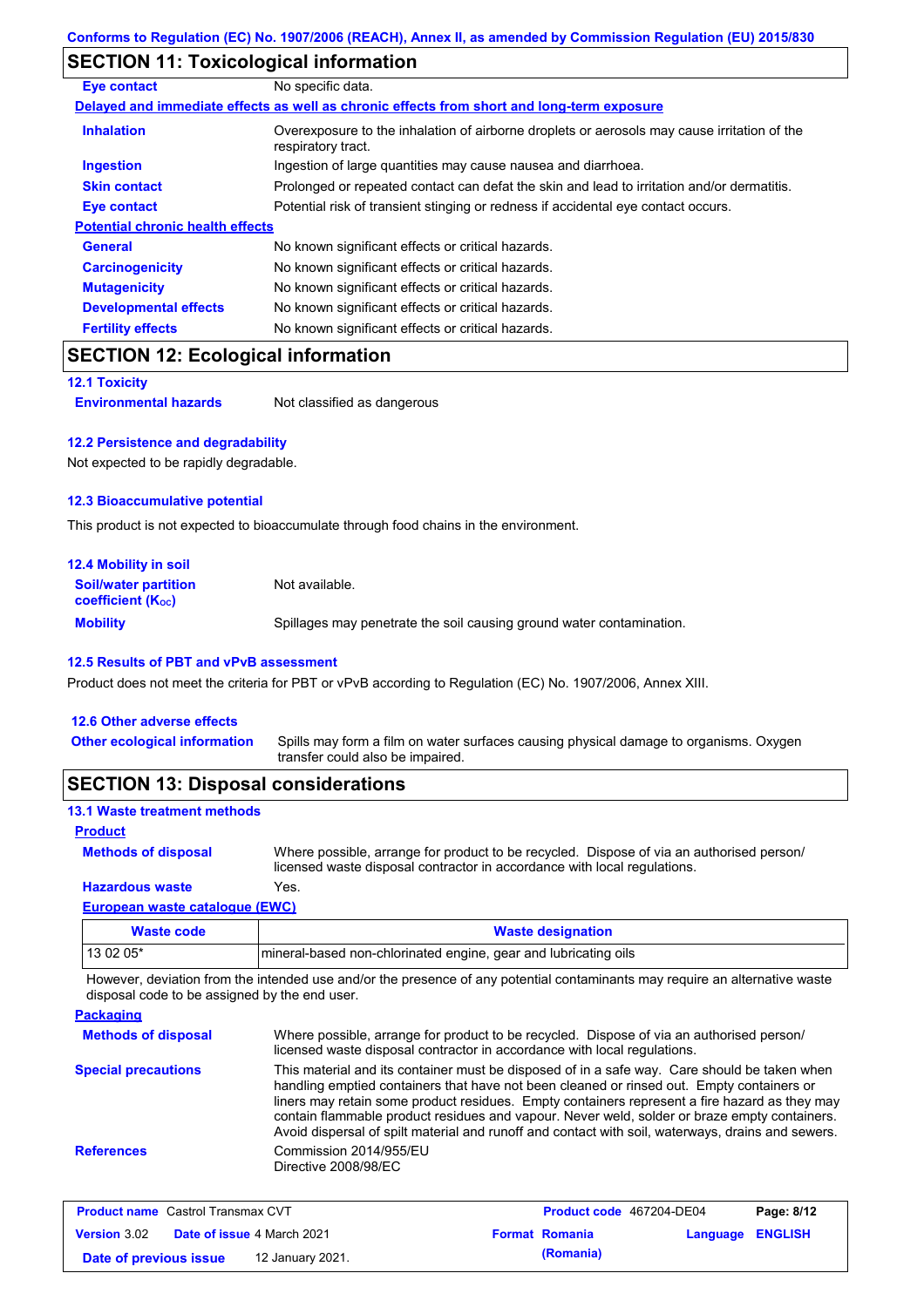## SECTION 11: Toxicological information

| | |
|---|---|
| **Eye contact** | No specific data. |

**Delayed and immediate effects as well as chronic effects from short and long-term exposure**

| | |
|---|---|
| **Inhalation** | Overexposure to the inhalation of airborne droplets or aerosols may cause irritation of the respiratory tract. |
| **Ingestion** | Ingestion of large quantities may cause nausea and diarrhoea. |
| **Skin contact** | Prolonged or repeated contact can defat the skin and lead to irritation and/or dermatitis. |
| **Eye contact** | Potential risk of transient stinging or redness if accidental eye contact occurs. |

**Potential chronic health effects**

| | |
|---|---|
| **General** | No known significant effects or critical hazards. |
| **Carcinogenicity** | No known significant effects or critical hazards. |
| **Mutagenicity** | No known significant effects or critical hazards. |
| **Developmental effects** | No known significant effects or critical hazards. |
| **Fertility effects** | No known significant effects or critical hazards. |

## SECTION 12: Ecological information

### 12.1 Toxicity

| | |
|---|---|
| **Environmental hazards** | Not classified as dangerous |

### 12.2 Persistence and degradability

Not expected to be rapidly degradable.

### 12.3 Bioaccumulative potential

This product is not expected to bioaccumulate through food chains in the environment.

### 12.4 Mobility in soil

| | |
|---|---|
| **Soil/water partition coefficient ($K_{OC}$)** | Not available. |
| **Mobility** | Spillages may penetrate the soil causing ground water contamination. |

### 12.5 Results of PBT and vPvB assessment

Product does not meet the criteria for PBT or vPvB according to Regulation (EC) No. 1907/2006, Annex XIII.

### 12.6 Other adverse effects

| | |
|---|---|
| **Other ecological information** | Spills may form a film on water surfaces causing physical damage to organisms. Oxygen transfer could also be impaired. |

## SECTION 13: Disposal considerations

### 13.1 Waste treatment methods

**Product**

| | |
|---|---|
| **Methods of disposal** | Where possible, arrange for product to be recycled. Dispose of via an authorised person/ licensed waste disposal contractor in accordance with local regulations. |
| **Hazardous waste** | Yes. |

**European waste catalogue (EWC)**

| Waste code | Waste designation |
|---|---|
| 13 02 05* | mineral-based non-chlorinated engine, gear and lubricating oils |

However, deviation from the intended use and/or the presence of any potential contaminants may require an alternative waste disposal code to be assigned by the end user.

**Packaging**

| | |
|---|---|
| **Methods of disposal** | Where possible, arrange for product to be recycled. Dispose of via an authorised person/ licensed waste disposal contractor in accordance with local regulations. |
| **Special precautions** | This material and its container must be disposed of in a safe way. Care should be taken when handling emptied containers that have not been cleaned or rinsed out. Empty containers or liners may retain some product residues. Empty containers represent a fire hazard as they may contain flammable product residues and vapour. Never weld, solder or braze empty containers. Avoid dispersal of spilt material and runoff and contact with soil, waterways, drains and sewers. |
| **References** | Commission 2014/955/EU<br>Directive 2008/98/EC |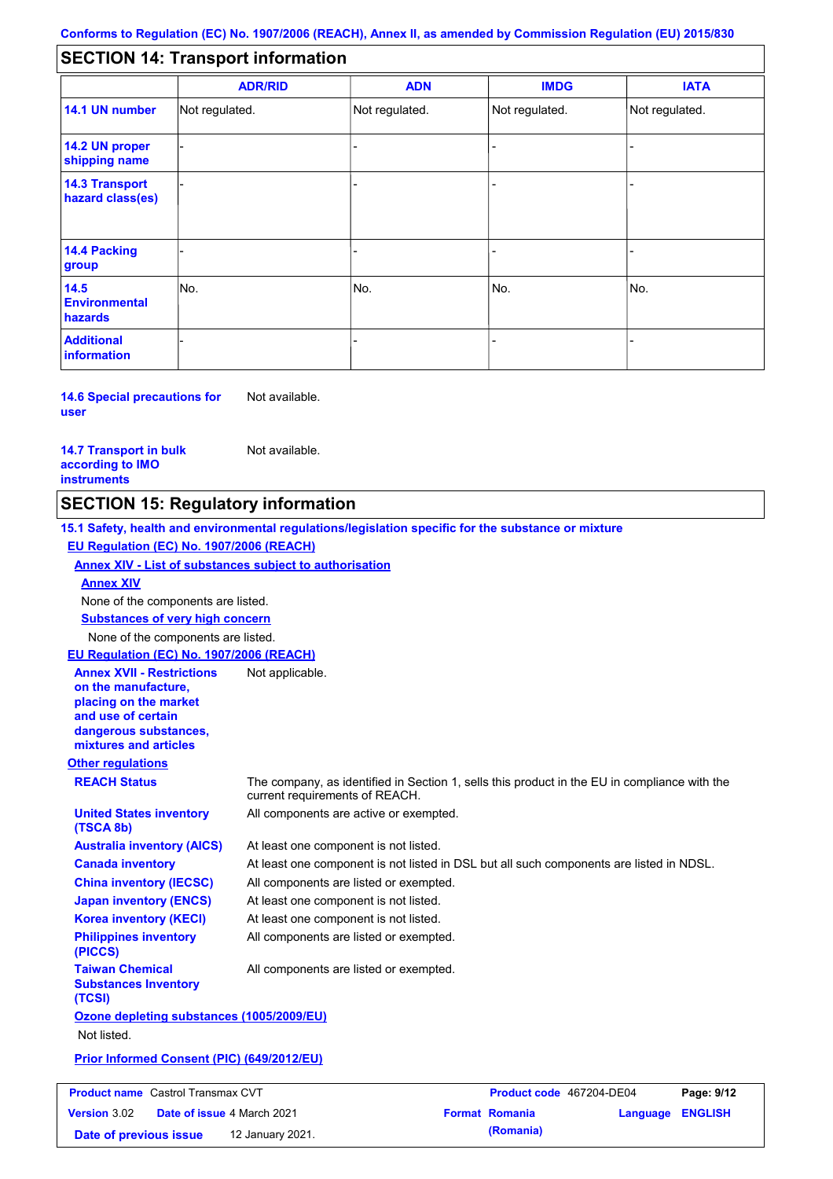## SECTION 14: Transport information

| | ADR/RID | ADN | IMDG | IATA |
|---|---|---|---|---|
| **14.1 UN number** | Not regulated. | Not regulated. | Not regulated. | Not regulated. |
| **14.2 UN proper shipping name** | - | - | - | - |
| **14.3 Transport hazard class(es)** | - | - | - | - |
| **14.4 Packing group** | - | - | - | - |
| **14.5 Environmental hazards** | No. | No. | No. | No. |
| **Additional information** | - | - | - | - |

**14.6 Special precautions for user**: Not available.

**14.7 Transport in bulk according to IMO instruments**: Not available.

## SECTION 15: Regulatory information

**15.1 Safety, health and environmental regulations/legislation specific for the substance or mixture**

**EU Regulation (EC) No. 1907/2006 (REACH)**

**Annex XIV - List of substances subject to authorisation**

**Annex XIV**

None of the components are listed.

**Substances of very high concern**

None of the components are listed.

**EU Regulation (EC) No. 1907/2006 (REACH)**

**Annex XVII - Restrictions on the manufacture, placing on the market and use of certain dangerous substances, mixtures and articles**: Not applicable.

**Other regulations**

**REACH Status**: The company, as identified in Section 1, sells this product in the EU in compliance with the current requirements of REACH.

**United States inventory (TSCA 8b)**: All components are active or exempted.

**Australia inventory (AICS)**: At least one component is not listed.

**Canada inventory**: At least one component is not listed in DSL but all such components are listed in NDSL.

**China inventory (IECSC)**: All components are listed or exempted.

**Japan inventory (ENCS)**: At least one component is not listed.

**Korea inventory (KECI)**: At least one component is not listed.

**Philippines inventory (PICCS)**: All components are listed or exempted.

**Taiwan Chemical Substances Inventory (TCSI)**: All components are listed or exempted.

**Ozone depleting substances (1005/2009/EU)**

Not listed.

**Prior Informed Consent (PIC) (649/2012/EU)**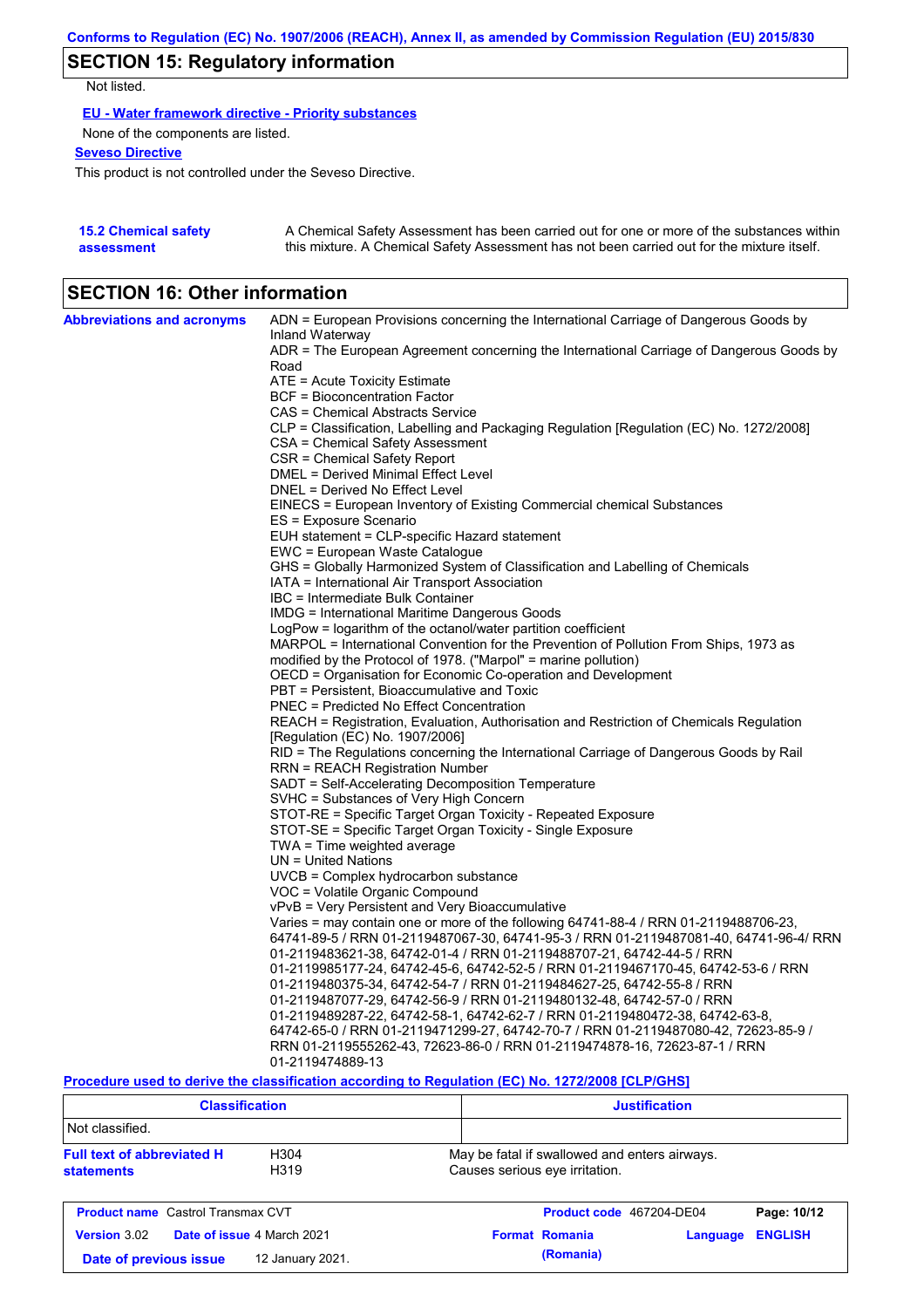## SECTION 15: Regulatory information

Not listed.

**EU - Water framework directive - Priority substances**

None of the components are listed.

**Seveso Directive**

This product is not controlled under the Seveso Directive.

**15.2 Chemical safety assessment**

A Chemical Safety Assessment has been carried out for one or more of the substances within this mixture. A Chemical Safety Assessment has not been carried out for the mixture itself.

## SECTION 16: Other information

**Abbreviations and acronyms**

ADN = European Provisions concerning the International Carriage of Dangerous Goods by Inland Waterway
ADR = The European Agreement concerning the International Carriage of Dangerous Goods by Road
ATE = Acute Toxicity Estimate
BCF = Bioconcentration Factor
CAS = Chemical Abstracts Service
CLP = Classification, Labelling and Packaging Regulation [Regulation (EC) No. 1272/2008]
CSA = Chemical Safety Assessment
CSR = Chemical Safety Report
DMEL = Derived Minimal Effect Level
DNEL = Derived No Effect Level
EINECS = European Inventory of Existing Commercial chemical Substances
ES = Exposure Scenario
EUH statement = CLP-specific Hazard statement
EWC = European Waste Catalogue
GHS = Globally Harmonized System of Classification and Labelling of Chemicals
IATA = International Air Transport Association
IBC = Intermediate Bulk Container
IMDG = International Maritime Dangerous Goods
LogPow = logarithm of the octanol/water partition coefficient
MARPOL = International Convention for the Prevention of Pollution From Ships, 1973 as modified by the Protocol of 1978. ("Marpol" = marine pollution)
OECD = Organisation for Economic Co-operation and Development
PBT = Persistent, Bioaccumulative and Toxic
PNEC = Predicted No Effect Concentration
REACH = Registration, Evaluation, Authorisation and Restriction of Chemicals Regulation [Regulation (EC) No. 1907/2006]
RID = The Regulations concerning the International Carriage of Dangerous Goods by Rail
RRN = REACH Registration Number
SADT = Self-Accelerating Decomposition Temperature
SVHC = Substances of Very High Concern
STOT-RE = Specific Target Organ Toxicity - Repeated Exposure
STOT-SE = Specific Target Organ Toxicity - Single Exposure
TWA = Time weighted average
UN = United Nations
UVCB = Complex hydrocarbon substance
VOC = Volatile Organic Compound
vPvB = Very Persistent and Very Bioaccumulative
Varies = may contain one or more of the following 64741-88-4 / RRN 01-2119488706-23, 64741-89-5 / RRN 01-2119487067-30, 64741-95-3 / RRN 01-2119487081-40, 64741-96-4/ RRN 01-2119483621-38, 64742-01-4 / RRN 01-2119488707-21, 64742-44-5 / RRN 01-2119985177-24, 64742-45-6, 64742-52-5 / RRN 01-2119467170-45, 64742-53-6 / RRN 01-2119480375-34, 64742-54-7 / RRN 01-2119484627-25, 64742-55-8 / RRN 01-2119487077-29, 64742-56-9 / RRN 01-2119480132-48, 64742-57-0 / RRN 01-2119489287-22, 64742-58-1, 64742-62-7 / RRN 01-2119480472-38, 64742-63-8, 64742-65-0 / RRN 01-2119471299-27, 64742-70-7 / RRN 01-2119487080-42, 72623-85-9 / RRN 01-2119555262-43, 72623-86-0 / RRN 01-2119474878-16, 72623-87-1 / RRN 01-2119474889-13

**Procedure used to derive the classification according to Regulation (EC) No. 1272/2008 [CLP/GHS]**

| Classification | Justification |
|---|---|
| Not classified. | |

**Full text of abbreviated H statements**

| | |
|---|---|
| H304 | May be fatal if swallowed and enters airways. |
| H319 | Causes serious eye irritation. |

| | | | |
|---|---|---|---|
| **Product name** Castrol Transmax CVT | | **Product code** 467204-DE04 | **Page:** 10/12 |
| **Version** 3.02 | **Date of issue** 4 March 2021 | **Format** Romania (Romania) | **Language** ENGLISH |
| **Date of previous issue** | 12 January 2021. | | |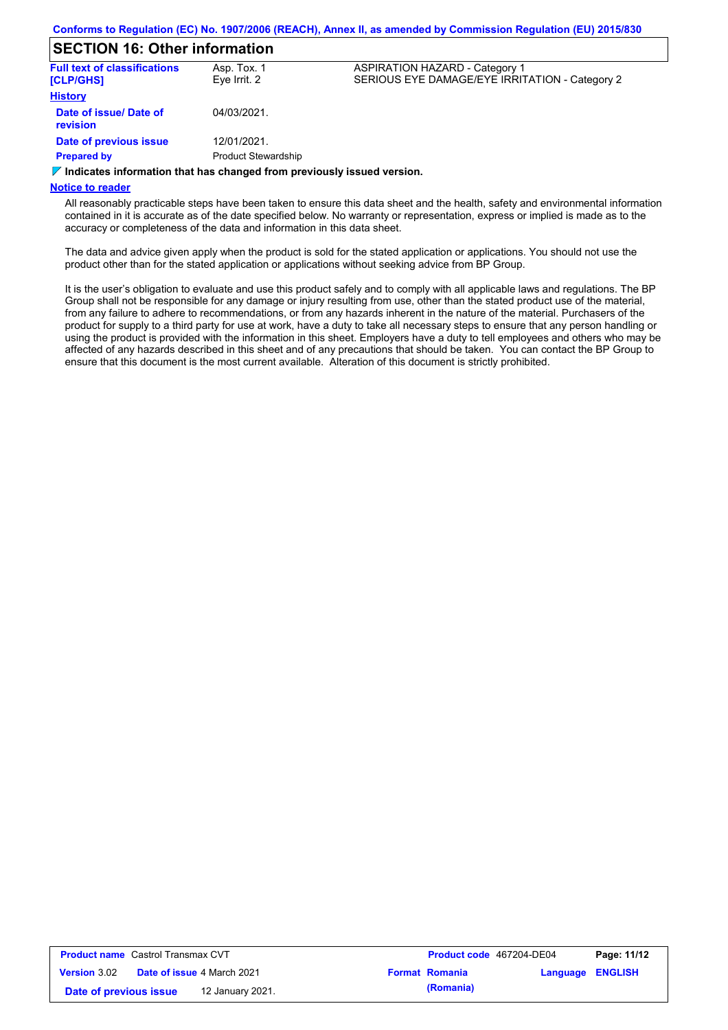## SECTION 16: Other information

| Full text of classifications [CLP/GHS] | Asp. Tox. 1 | ASPIRATION HAZARD - Category 1 |
|---|---|---|
| | Eye Irrit. 2 | SERIOUS EYE DAMAGE/EYE IRRITATION - Category 2 |

**History**

| | |
|---|---|
| **Date of issue/ Date of revision** | 04/03/2021. |
| **Date of previous issue** | 12/01/2021. |
| **Prepared by** | Product Stewardship |

**Indicates information that has changed from previously issued version.**

**Notice to reader**

All reasonably practicable steps have been taken to ensure this data sheet and the health, safety and environmental information contained in it is accurate as of the date specified below. No warranty or representation, express or implied is made as to the accuracy or completeness of the data and information in this data sheet.

The data and advice given apply when the product is sold for the stated application or applications. You should not use the product other than for the stated application or applications without seeking advice from BP Group.

It is the user's obligation to evaluate and use this product safely and to comply with all applicable laws and regulations. The BP Group shall not be responsible for any damage or injury resulting from use, other than the stated product use of the material, from any failure to adhere to recommendations, or from any hazards inherent in the nature of the material. Purchasers of the product for supply to a third party for use at work, have a duty to take all necessary steps to ensure that any person handling or using the product is provided with the information in this sheet. Employers have a duty to tell employees and others who may be affected of any hazards described in this sheet and of any precautions that should be taken. You can contact the BP Group to ensure that this document is the most current available. Alteration of this document is strictly prohibited.